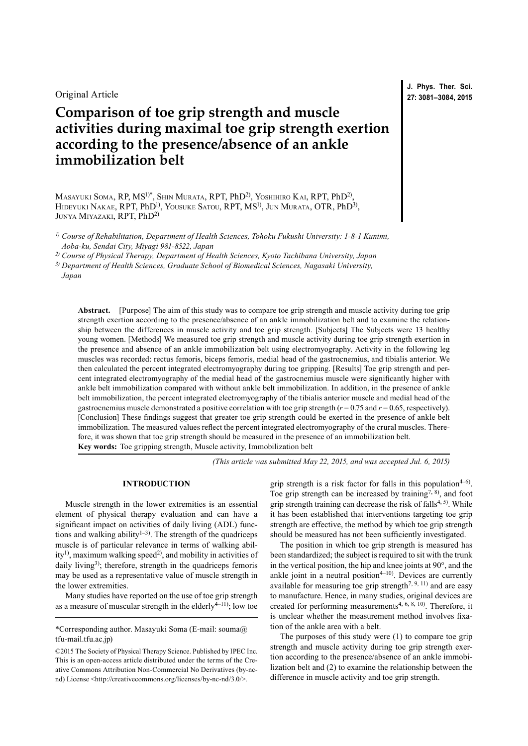Original Article

# Comparison of toe grip strength and muscle activities during maximal toe grip strength exertion according to the presence/absence of an ankle immobilization belt

Masayuki Soma, RP, MS[1)*], Shin Murata, RPT, PhD[2)], Yoshihiro Kai, RPT, PhD[2)], Hideyuki Nakae, RPT, PhD[1)], Yousuke Satou, RPT, MS[1)], Jun Murata, OTR, PhD[3)], Junya Miyazaki, RPT, PhD[2)]

*[1)] Course of Rehabilitation, Department of Health Sciences, Tohoku Fukushi University: 1-8-1 Kunimi, Aoba-ku, Sendai City, Miyagi 981-8522, Japan*

*[2)] Course of Physical Therapy, Department of Health Sciences, Kyoto Tachibana University, Japan*

*[3)] Department of Health Sciences, Graduate School of Biomedical Sciences, Nagasaki University, Japan*

**Abstract.** [Purpose] The aim of this study was to compare toe grip strength and muscle activity during toe grip strength exertion according to the presence/absence of an ankle immobilization belt and to examine the relationship between the differences in muscle activity and toe grip strength. [Subjects] The Subjects were 13 healthy young women. [Methods] We measured toe grip strength and muscle activity during toe grip strength exertion in the presence and absence of an ankle immobilization belt using electromyography. Activity in the following leg muscles was recorded: rectus femoris, biceps femoris, medial head of the gastrocnemius, and tibialis anterior. We then calculated the percent integrated electromyography during toe gripping. [Results] Toe grip strength and percent integrated electromyography of the medial head of the gastrocnemius muscle were significantly higher with ankle belt immobilization compared with without ankle belt immobilization. In addition, in the presence of ankle belt immobilization, the percent integrated electromyography of the tibialis anterior muscle and medial head of the gastrocnemius muscle demonstrated a positive correlation with toe grip strength ($r = 0.75$ and $r = 0.65$, respectively). [Conclusion] These findings suggest that greater toe grip strength could be exerted in the presence of ankle belt immobilization. The measured values reflect the percent integrated electromyography of the crural muscles. Therefore, it was shown that toe grip strength should be measured in the presence of an immobilization belt.

**Key words:** Toe gripping strength, Muscle activity, Immobilization belt

*(This article was submitted May 22, 2015, and was accepted Jul. 6, 2015)*

## INTRODUCTION

Muscle strength in the lower extremities is an essential element of physical therapy evaluation and can have a significant impact on activities of daily living (ADL) functions and walking ability[1–3]. The strength of the quadriceps muscle is of particular relevance in terms of walking ability[1)], maximum walking speed[2)], and mobility in activities of daily living[3)]; therefore, strength in the quadriceps femoris may be used as a representative value of muscle strength in the lower extremities.

Many studies have reported on the use of toe grip strength as a measure of muscular strength in the elderly[4–11)]; low toe grip strength is a risk factor for falls in this population[4–6)]. Toe grip strength can be increased by training[7, 8)], and foot grip strength training can decrease the risk of falls[4, 5)]. While it has been established that interventions targeting toe grip strength are effective, the method by which toe grip strength should be measured has not been sufficiently investigated.

The position in which toe grip strength is measured has been standardized; the subject is required to sit with the trunk in the vertical position, the hip and knee joints at 90°, and the ankle joint in a neutral position[4–10)]. Devices are currently available for measuring toe grip strength[7, 9, 11)] and are easy to manufacture. Hence, in many studies, original devices are created for performing measurements[4, 6, 8, 10)]. Therefore, it is unclear whether the measurement method involves fixation of the ankle area with a belt.

The purposes of this study were (1) to compare toe grip strength and muscle activity during toe grip strength exertion according to the presence/absence of an ankle immobilization belt and (2) to examine the relationship between the difference in muscle activity and toe grip strength.

*Corresponding author. Masayuki Soma (E-mail: souma@tfu-mail.tfu.ac.jp)

©2015 The Society of Physical Therapy Science. Published by IPEC Inc. This is an open-access article distributed under the terms of the Creative Commons Attribution Non-Commercial No Derivatives (by-nc-nd) License <http://creativecommons.org/licenses/by-nc-nd/3.0/>.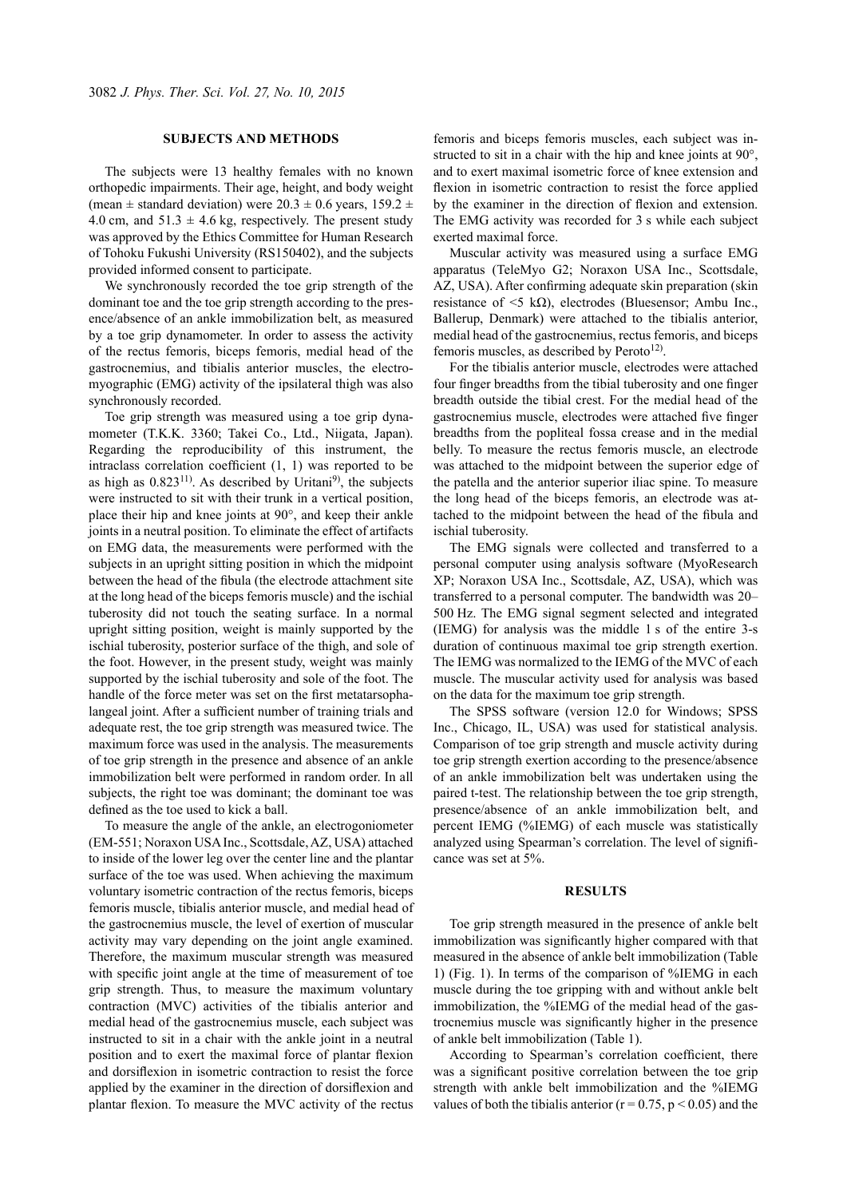## SUBJECTS AND METHODS

The subjects were 13 healthy females with no known orthopedic impairments. Their age, height, and body weight (mean ± standard deviation) were 20.3 ± 0.6 years, 159.2 ± 4.0 cm, and 51.3 ± 4.6 kg, respectively. The present study was approved by the Ethics Committee for Human Research of Tohoku Fukushi University (RS150402), and the subjects provided informed consent to participate.

We synchronously recorded the toe grip strength of the dominant toe and the toe grip strength according to the presence/absence of an ankle immobilization belt, as measured by a toe grip dynamometer. In order to assess the activity of the rectus femoris, biceps femoris, medial head of the gastrocnemius, and tibialis anterior muscles, the electromyographic (EMG) activity of the ipsilateral thigh was also synchronously recorded.

Toe grip strength was measured using a toe grip dynamometer (T.K.K. 3360; Takei Co., Ltd., Niigata, Japan). Regarding the reproducibility of this instrument, the intraclass correlation coefficient (1, 1) was reported to be as high as 0.823[11]. As described by Uritani[9], the subjects were instructed to sit with their trunk in a vertical position, place their hip and knee joints at 90°, and keep their ankle joints in a neutral position. To eliminate the effect of artifacts on EMG data, the measurements were performed with the subjects in an upright sitting position in which the midpoint between the head of the fibula (the electrode attachment site at the long head of the biceps femoris muscle) and the ischial tuberosity did not touch the seating surface. In a normal upright sitting position, weight is mainly supported by the ischial tuberosity, posterior surface of the thigh, and sole of the foot. However, in the present study, weight was mainly supported by the ischial tuberosity and sole of the foot. The handle of the force meter was set on the first metatarsophalangeal joint. After a sufficient number of training trials and adequate rest, the toe grip strength was measured twice. The maximum force was used in the analysis. The measurements of toe grip strength in the presence and absence of an ankle immobilization belt were performed in random order. In all subjects, the right toe was dominant; the dominant toe was defined as the toe used to kick a ball.

To measure the angle of the ankle, an electrogoniometer (EM-551; Noraxon USA Inc., Scottsdale, AZ, USA) attached to inside of the lower leg over the center line and the plantar surface of the toe was used. When achieving the maximum voluntary isometric contraction of the rectus femoris, biceps femoris muscle, tibialis anterior muscle, and medial head of the gastrocnemius muscle, the level of exertion of muscular activity may vary depending on the joint angle examined. Therefore, the maximum muscular strength was measured with specific joint angle at the time of measurement of toe grip strength. Thus, to measure the maximum voluntary contraction (MVC) activities of the tibialis anterior and medial head of the gastrocnemius muscle, each subject was instructed to sit in a chair with the ankle joint in a neutral position and to exert the maximal force of plantar flexion and dorsiflexion in isometric contraction to resist the force applied by the examiner in the direction of dorsiflexion and plantar flexion. To measure the MVC activity of the rectus femoris and biceps femoris muscles, each subject was instructed to sit in a chair with the hip and knee joints at 90°, and to exert maximal isometric force of knee extension and flexion in isometric contraction to resist the force applied by the examiner in the direction of flexion and extension. The EMG activity was recorded for 3 s while each subject exerted maximal force.

Muscular activity was measured using a surface EMG apparatus (TeleMyo G2; Noraxon USA Inc., Scottsdale, AZ, USA). After confirming adequate skin preparation (skin resistance of <5 kΩ), electrodes (Bluesensor; Ambu Inc., Ballerup, Denmark) were attached to the tibialis anterior, medial head of the gastrocnemius, rectus femoris, and biceps femoris muscles, as described by Peroto[12].

For the tibialis anterior muscle, electrodes were attached four finger breadths from the tibial tuberosity and one finger breadth outside the tibial crest. For the medial head of the gastrocnemius muscle, electrodes were attached five finger breadths from the popliteal fossa crease and in the medial belly. To measure the rectus femoris muscle, an electrode was attached to the midpoint between the superior edge of the patella and the anterior superior iliac spine. To measure the long head of the biceps femoris, an electrode was attached to the midpoint between the head of the fibula and ischial tuberosity.

The EMG signals were collected and transferred to a personal computer using analysis software (MyoResearch XP; Noraxon USA Inc., Scottsdale, AZ, USA), which was transferred to a personal computer. The bandwidth was 20–500 Hz. The EMG signal segment selected and integrated (IEMG) for analysis was the middle 1 s of the entire 3-s duration of continuous maximal toe grip strength exertion. The IEMG was normalized to the IEMG of the MVC of each muscle. The muscular activity used for analysis was based on the data for the maximum toe grip strength.

The SPSS software (version 12.0 for Windows; SPSS Inc., Chicago, IL, USA) was used for statistical analysis. Comparison of toe grip strength and muscle activity during toe grip strength exertion according to the presence/absence of an ankle immobilization belt was undertaken using the paired t-test. The relationship between the toe grip strength, presence/absence of an ankle immobilization belt, and percent IEMG (%IEMG) of each muscle was statistically analyzed using Spearman's correlation. The level of significance was set at 5%.

## RESULTS

Toe grip strength measured in the presence of ankle belt immobilization was significantly higher compared with that measured in the absence of ankle belt immobilization (Table 1) (Fig. 1). In terms of the comparison of %IEMG in each muscle during the toe gripping with and without ankle belt immobilization, the %IEMG of the medial head of the gastrocnemius muscle was significantly higher in the presence of ankle belt immobilization (Table 1).

According to Spearman's correlation coefficient, there was a significant positive correlation between the toe grip strength with ankle belt immobilization and the %IEMG values of both the tibialis anterior ($r = 0.75$, $p < 0.05$) and the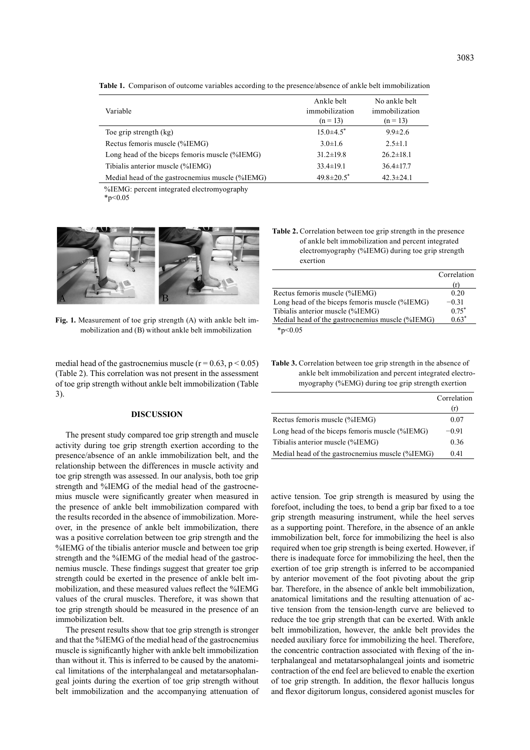**Table 1.** Comparison of outcome variables according to the presence/absence of ankle belt immobilization

| Variable | Ankle belt immobilization (n = 13) | No ankle belt immobilization (n = 13) |
|---|---|---|
| Toe grip strength (kg) | 15.0±4.5* | 9.9±2.6 |
| Rectus femoris muscle (%IEMG) | 3.0±1.6 | 2.5±1.1 |
| Long head of the biceps femoris muscle (%IEMG) | 31.2±19.8 | 26.2±18.1 |
| Tibialis anterior muscle (%IEMG) | 33.4±19.1 | 36.4±17.7 |
| Medial head of the gastrocnemius muscle (%IEMG) | 49.8±20.5* | 42.3±24.1 |

%IEMG: percent integrated electromyography
*p<0.05

**Fig. 1.** Measurement of toe grip strength (A) with ankle belt immobilization and (B) without ankle belt immobilization

**Table 2.** Correlation between toe grip strength in the presence of ankle belt immobilization and percent integrated electromyography (%IEMG) during toe grip strength exertion

| | Correlation (r) |
|---|---|
| Rectus femoris muscle (%IEMG) | 0.20 |
| Long head of the biceps femoris muscle (%IEMG) | −0.31 |
| Tibialis anterior muscle (%IEMG) | 0.75* |
| Medial head of the gastrocnemius muscle (%IEMG) | 0.63* |

*p<0.05

**Table 3.** Correlation between toe grip strength in the absence of ankle belt immobilization and percent integrated electromyography (%EMG) during toe grip strength exertion

| | Correlation (r) |
|---|---|
| Rectus femoris muscle (%IEMG) | 0.07 |
| Long head of the biceps femoris muscle (%IEMG) | −0.91 |
| Tibialis anterior muscle (%IEMG) | 0.36 |
| Medial head of the gastrocnemius muscle (%IEMG) | 0.41 |

medial head of the gastrocnemius muscle ($r = 0.63$, $p < 0.05$) (Table 2). This correlation was not present in the assessment of toe grip strength without ankle belt immobilization (Table 3).

## DISCUSSION

The present study compared toe grip strength and muscle activity during toe grip strength exertion according to the presence/absence of an ankle immobilization belt, and the relationship between the differences in muscle activity and toe grip strength was assessed. In our analysis, both toe grip strength and %IEMG of the medial head of the gastrocnemius muscle were significantly greater when measured in the presence of ankle belt immobilization compared with the results recorded in the absence of immobilization. Moreover, in the presence of ankle belt immobilization, there was a positive correlation between toe grip strength and the %IEMG of the tibialis anterior muscle and between toe grip strength and the %IEMG of the medial head of the gastrocnemius muscle. These findings suggest that greater toe grip strength could be exerted in the presence of ankle belt immobilization, and these measured values reflect the %IEMG values of the crural muscles. Therefore, it was shown that toe grip strength should be measured in the presence of an immobilization belt.

The present results show that toe grip strength is stronger and that the %IEMG of the medial head of the gastrocnemius muscle is significantly higher with ankle belt immobilization than without it. This is inferred to be caused by the anatomical limitations of the interphalangeal and metatarsophalangeal joints during the exertion of toe grip strength without belt immobilization and the accompanying attenuation of active tension. Toe grip strength is measured by using the forefoot, including the toes, to bend a grip bar fixed to a toe grip strength measuring instrument, while the heel serves as a supporting point. Therefore, in the absence of an ankle immobilization belt, force for immobilizing the heel is also required when toe grip strength is being exerted. However, if there is inadequate force for immobilizing the heel, then the exertion of toe grip strength is inferred to be accompanied by anterior movement of the foot pivoting about the grip bar. Therefore, in the absence of ankle belt immobilization, anatomical limitations and the resulting attenuation of active tension from the tension-length curve are believed to reduce the toe grip strength that can be exerted. With ankle belt immobilization, however, the ankle belt provides the needed auxiliary force for immobilizing the heel. Therefore, the concentric contraction associated with flexing of the interphalangeal and metatarsophalangeal joints and isometric contraction of the end feel are believed to enable the exertion of toe grip strength. In addition, the flexor hallucis longus and flexor digitorum longus, considered agonist muscles for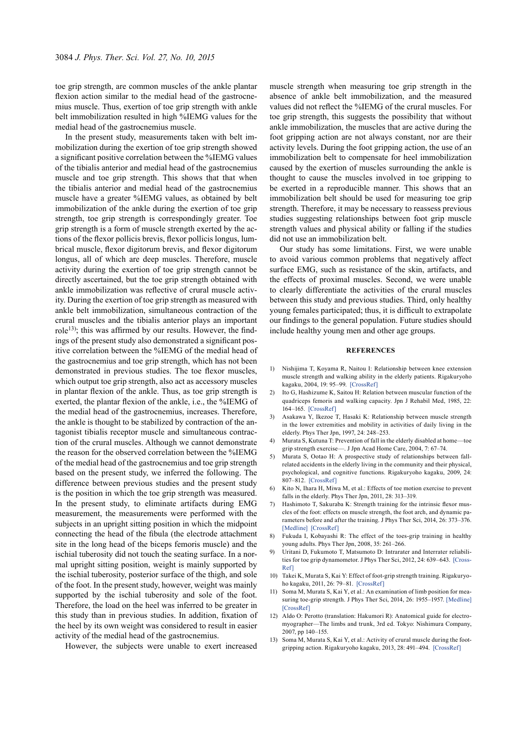toe grip strength, are common muscles of the ankle plantar flexion action similar to the medial head of the gastrocnemius muscle. Thus, exertion of toe grip strength with ankle belt immobilization resulted in high %IEMG values for the medial head of the gastrocnemius muscle.

In the present study, measurements taken with belt immobilization during the exertion of toe grip strength showed a significant positive correlation between the %IEMG values of the tibialis anterior and medial head of the gastrocnemius muscle and toe grip strength. This shows that that when the tibialis anterior and medial head of the gastrocnemius muscle have a greater %IEMG values, as obtained by belt immobilization of the ankle during the exertion of toe grip strength, toe grip strength is correspondingly greater. Toe grip strength is a form of muscle strength exerted by the actions of the flexor pollicis brevis, flexor pollicis longus, lumbrical muscle, flexor digitorum brevis, and flexor digitorum longus, all of which are deep muscles. Therefore, muscle activity during the exertion of toe grip strength cannot be directly ascertained, but the toe grip strength obtained with ankle immobilization was reflective of crural muscle activity. During the exertion of toe grip strength as measured with ankle belt immobilization, simultaneous contraction of the crural muscles and the tibialis anterior plays an important role[13]; this was affirmed by our results. However, the findings of the present study also demonstrated a significant positive correlation between the %IEMG of the medial head of the gastrocnemius and toe grip strength, which has not been demonstrated in previous studies. The toe flexor muscles, which output toe grip strength, also act as accessory muscles in plantar flexion of the ankle. Thus, as toe grip strength is exerted, the plantar flexion of the ankle, i.e., the %IEMG of the medial head of the gastrocnemius, increases. Therefore, the ankle is thought to be stabilized by contraction of the antagonist tibialis receptor muscle and simultaneous contraction of the crural muscles. Although we cannot demonstrate the reason for the observed correlation between the %IEMG of the medial head of the gastrocnemius and toe grip strength based on the present study, we inferred the following. The difference between previous studies and the present study is the position in which the toe grip strength was measured. In the present study, to eliminate artifacts during EMG measurement, the measurements were performed with the subjects in an upright sitting position in which the midpoint connecting the head of the fibula (the electrode attachment site in the long head of the biceps femoris muscle) and the ischial tuberosity did not touch the seating surface. In a normal upright sitting position, weight is mainly supported by the ischial tuberosity, posterior surface of the thigh, and sole of the foot. In the present study, however, weight was mainly supported by the ischial tuberosity and sole of the foot. Therefore, the load on the heel was inferred to be greater in this study than in previous studies. In addition, fixation of the heel by its own weight was considered to result in easier activity of the medial head of the gastrocnemius.

However, the subjects were unable to exert increased muscle strength when measuring toe grip strength in the absence of ankle belt immobilization, and the measured values did not reflect the %IEMG of the crural muscles. For toe grip strength, this suggests the possibility that without ankle immobilization, the muscles that are active during the foot gripping action are not always constant, nor are their activity levels. During the foot gripping action, the use of an immobilization belt to compensate for heel immobilization caused by the exertion of muscles surrounding the ankle is thought to cause the muscles involved in toe gripping to be exerted in a reproducible manner. This shows that an immobilization belt should be used for measuring toe grip strength. Therefore, it may be necessary to reassess previous studies suggesting relationships between foot grip muscle strength values and physical ability or falling if the studies did not use an immobilization belt.

Our study has some limitations. First, we were unable to avoid various common problems that negatively affect surface EMG, such as resistance of the skin, artifacts, and the effects of proximal muscles. Second, we were unable to clearly differentiate the activities of the crural muscles between this study and previous studies. Third, only healthy young females participated; thus, it is difficult to extrapolate our findings to the general population. Future studies should include healthy young men and other age groups.

## REFERENCES

1) Nishijima T, Koyama R, Naitou I: Relationship between knee extension muscle strength and walking ability in the elderly patients. Rigakuryoho kagaku, 2004, 19: 95–99. [CrossRef]
2) Ito G, Hashizume K, Saitou H: Relation between muscular function of the quadriceps femoris and walking capacity. Jpn J Rehabil Med, 1985, 22: 164–165. [CrossRef]
3) Asakawa Y, Ikezoe T, Hasaki K: Relationship between muscle strength in the lower extremities and mobility in activities of daily living in the elderly. Phys Ther Jpn, 1997, 24: 248–253.
4) Murata S, Kutuna T: Prevention of fall in the elderly disabled at home—toe grip strength exercise—. J Jpn Acad Home Care, 2004, 7: 67–74.
5) Murata S, Ootao H: A prospective study of relationships between fall-related accidents in the elderly living in the community and their physical, psychological, and cognitive functions. Rigakuryoho kagaku, 2009, 24: 807–812. [CrossRef]
6) Kito N, Ihara H, Miwa M, et al.: Effects of toe motion exercise to prevent falls in the elderly. Phys Ther Jpn, 2011, 28: 313–319.
7) Hashimoto T, Sakuraba K: Strength training for the intrinsic flexor muscles of the foot: effects on muscle strength, the foot arch, and dynamic parameters before and after the training. J Phys Ther Sci, 2014, 26: 373–376. [Medline] [CrossRef]
8) Fukuda I, Kobayashi R: The effect of the toes-grip training in healthy young adults. Phys Ther Jpn, 2008, 35: 261–266.
9) Uritani D, Fukumoto T, Matsumoto D: Intrarater and Interrater reliabilities for toe grip dynamometer. J Phys Ther Sci, 2012, 24: 639–643. [CrossRef]
10) Takei K, Murata S, Kai Y: Effect of foot-grip strength training. Rigakuryoho kagaku, 2011, 26: 79–81. [CrossRef]
11) Soma M, Murata S, Kai Y, et al.: An examination of limb position for measuring toe-grip strength. J Phys Ther Sci, 2014, 26: 1955–1957. [Medline] [CrossRef]
12) Aldo O: Perotto (translation: Hakumori R): Anatomical guide for electromyographer—The limbs and trunk, 3rd ed. Tokyo: Nishimura Company, 2007, pp 140–155.
13) Soma M, Murata S, Kai Y, et al.: Activity of crural muscle during the foot-gripping action. Rigakuryoho kagaku, 2013, 28: 491–494. [CrossRef]